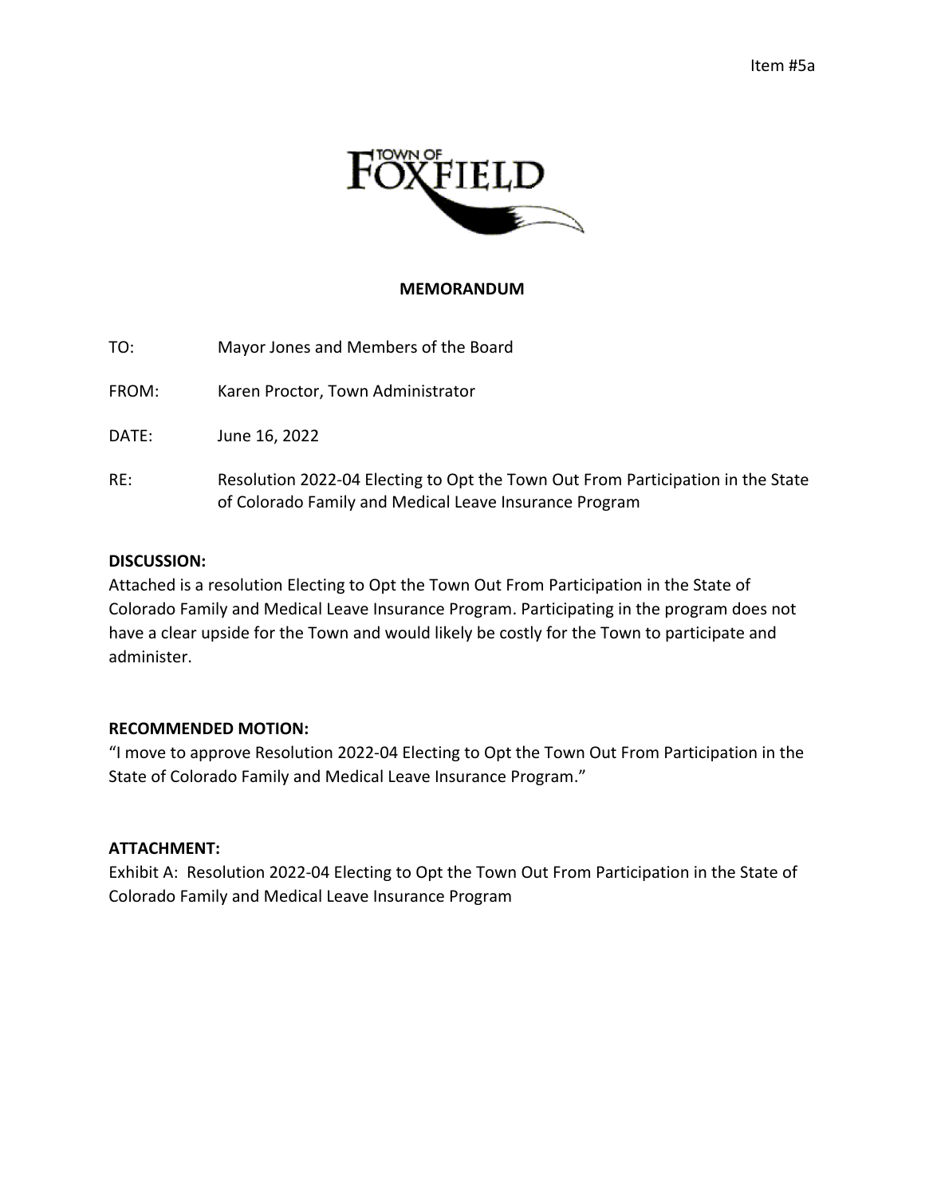Item #5a

TOWN OF FOXFIELD

**MEMORANDUM**

TO: Mayor Jones and Members of the Board

FROM: Karen Proctor, Town Administrator

DATE: June 16, 2022

RE: Resolution 2022-04 Electing to Opt the Town Out From Participation in the State of Colorado Family and Medical Leave Insurance Program

**DISCUSSION:**
Attached is a resolution Electing to Opt the Town Out From Participation in the State of Colorado Family and Medical Leave Insurance Program. Participating in the program does not have a clear upside for the Town and would likely be costly for the Town to participate and administer.

**RECOMMENDED MOTION:**
"I move to approve Resolution 2022-04 Electing to Opt the Town Out From Participation in the State of Colorado Family and Medical Leave Insurance Program."

**ATTACHMENT:**
Exhibit A: Resolution 2022-04 Electing to Opt the Town Out From Participation in the State of Colorado Family and Medical Leave Insurance Program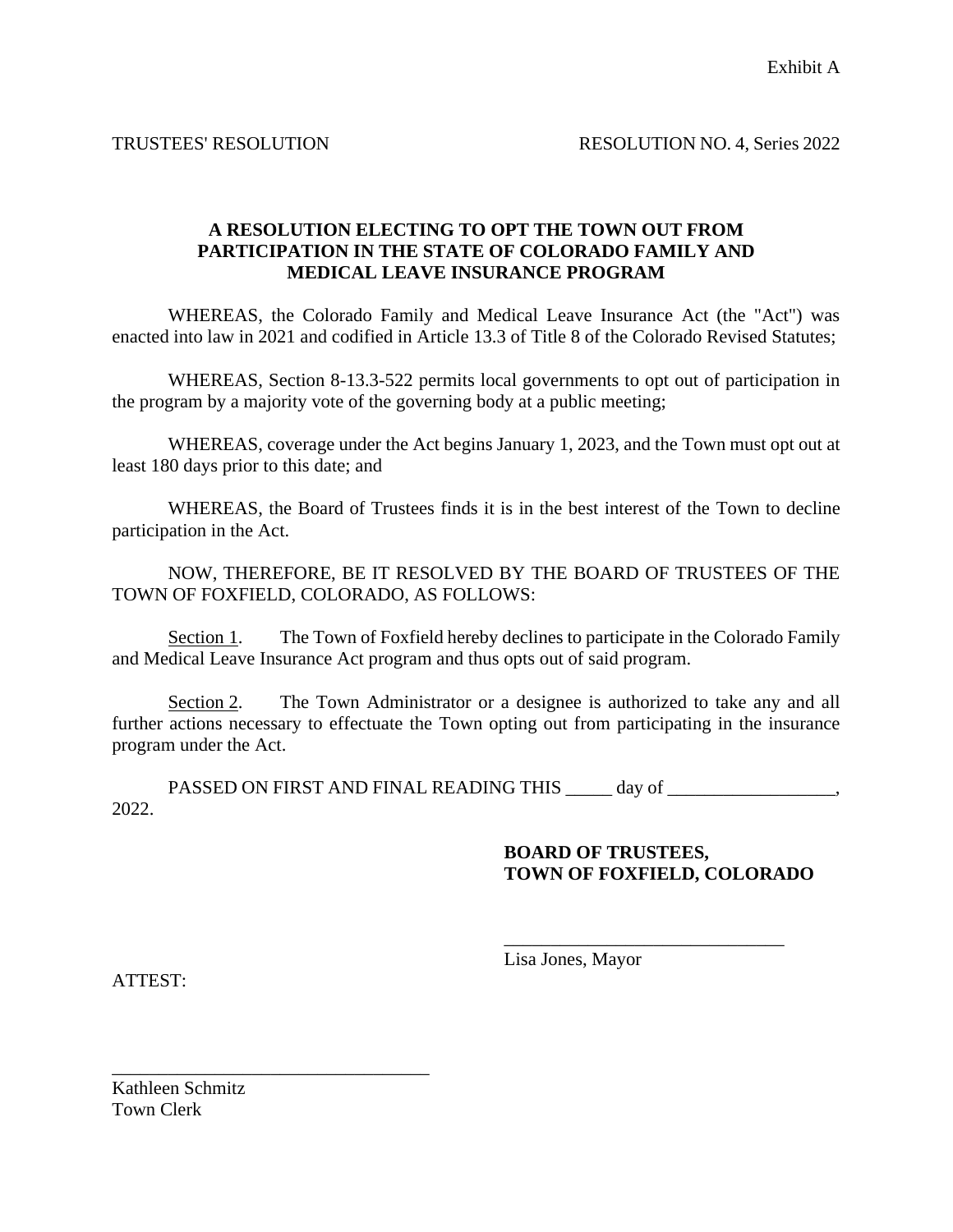Exhibit A

TRUSTEES' RESOLUTION RESOLUTION NO. 4, Series 2022

**A RESOLUTION ELECTING TO OPT THE TOWN OUT FROM PARTICIPATION IN THE STATE OF COLORADO FAMILY AND MEDICAL LEAVE INSURANCE PROGRAM**

WHEREAS, the Colorado Family and Medical Leave Insurance Act (the "Act") was enacted into law in 2021 and codified in Article 13.3 of Title 8 of the Colorado Revised Statutes;

WHEREAS, Section 8-13.3-522 permits local governments to opt out of participation in the program by a majority vote of the governing body at a public meeting;

WHEREAS, coverage under the Act begins January 1, 2023, and the Town must opt out at least 180 days prior to this date; and

WHEREAS, the Board of Trustees finds it is in the best interest of the Town to decline participation in the Act.

NOW, THEREFORE, BE IT RESOLVED BY THE BOARD OF TRUSTEES OF THE TOWN OF FOXFIELD, COLORADO, AS FOLLOWS:

Section 1. The Town of Foxfield hereby declines to participate in the Colorado Family and Medical Leave Insurance Act program and thus opts out of said program.

Section 2. The Town Administrator or a designee is authorized to take any and all further actions necessary to effectuate the Town opting out from participating in the insurance program under the Act.

PASSED ON FIRST AND FINAL READING THIS _____ day of __________________, 2022.

**BOARD OF TRUSTEES,**
**TOWN OF FOXFIELD, COLORADO**

______________________________
Lisa Jones, Mayor

ATTEST:

__________________________________
Kathleen Schmitz
Town Clerk